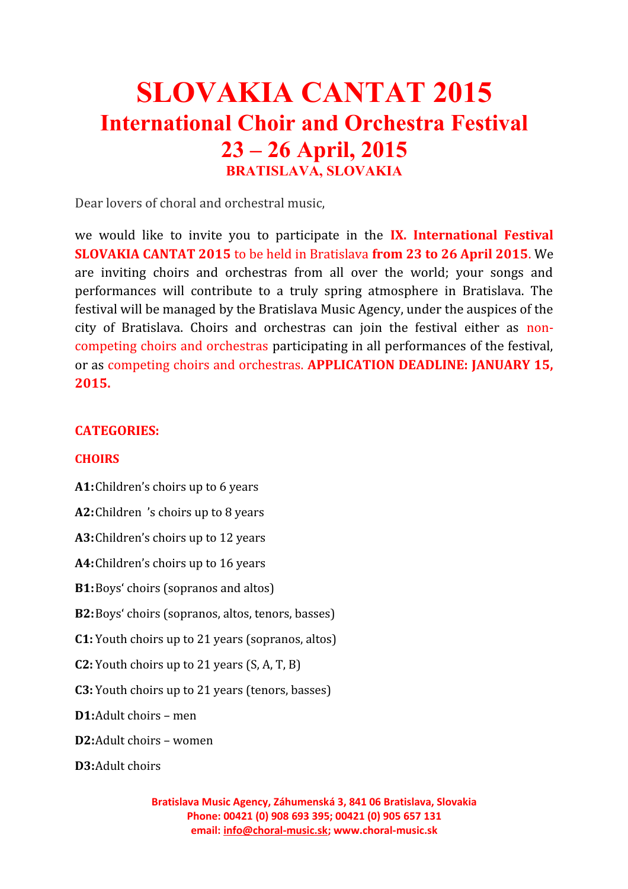# SLOVAKIA CANTAT 2015

## International Choir and Orchestra Festival

## 23 – 26 April, 2015

### BRATISLAVA, SLOVAKIA

Dear lovers of choral and orchestral music,

we would like to invite you to participate in the **IX. International Festival SLOVAKIA CANTAT 2015** to be held in Bratislava **from 23 to 26 April 2015**. We are inviting choirs and orchestras from all over the world; your songs and performances will contribute to a truly spring atmosphere in Bratislava. The festival will be managed by the Bratislava Music Agency, under the auspices of the city of Bratislava. Choirs and orchestras can join the festival either as non-competing choirs and orchestras participating in all performances of the festival, or as competing choirs and orchestras. **APPLICATION DEADLINE: JANUARY 15, 2015.**

**CATEGORIES:**

**CHOIRS**

**A1:** Children's choirs up to 6 years

**A2:** Children 's choirs up to 8 years

**A3:** Children's choirs up to 12 years

**A4:** Children's choirs up to 16 years

**B1:** Boys' choirs (sopranos and altos)

**B2:** Boys' choirs (sopranos, altos, tenors, basses)

**C1:** Youth choirs up to 21 years (sopranos, altos)

**C2:** Youth choirs up to 21 years (S, A, T, B)

**C3:** Youth choirs up to 21 years (tenors, basses)

**D1:** Adult choirs – men

**D2:** Adult choirs – women

**D3:** Adult choirs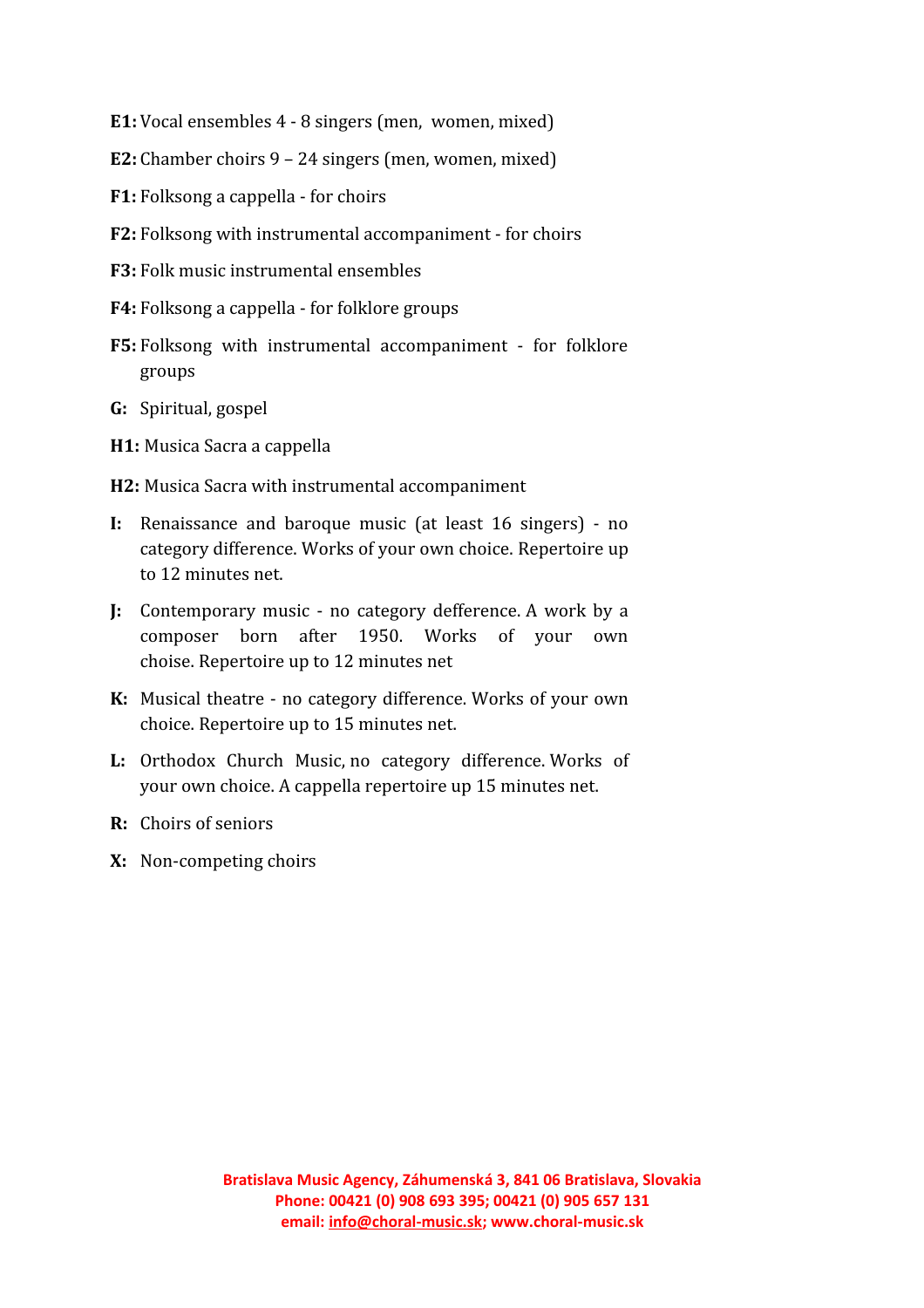**E1:** Vocal ensembles 4 - 8 singers (men, women, mixed)

**E2:** Chamber choirs 9 – 24 singers (men, women, mixed)

**F1:** Folksong a cappella - for choirs

**F2:** Folksong with instrumental accompaniment - for choirs

**F3:** Folk music instrumental ensembles

**F4:** Folksong a cappella - for folklore groups

**F5:** Folksong with instrumental accompaniment - for folklore groups

**G:** Spiritual, gospel

**H1:** Musica Sacra a cappella

**H2:** Musica Sacra with instrumental accompaniment

**I:** Renaissance and baroque music (at least 16 singers) - no category difference. Works of your own choice. Repertoire up to 12 minutes net.

**J:** Contemporary music - no category defference. A work by a composer born after 1950. Works of your own choise. Repertoire up to 12 minutes net

**K:** Musical theatre - no category difference. Works of your own choice. Repertoire up to 15 minutes net.

**L:** Orthodox Church Music, no category difference. Works of your own choice. A cappella repertoire up 15 minutes net.

**R:** Choirs of seniors

**X:** Non-competing choirs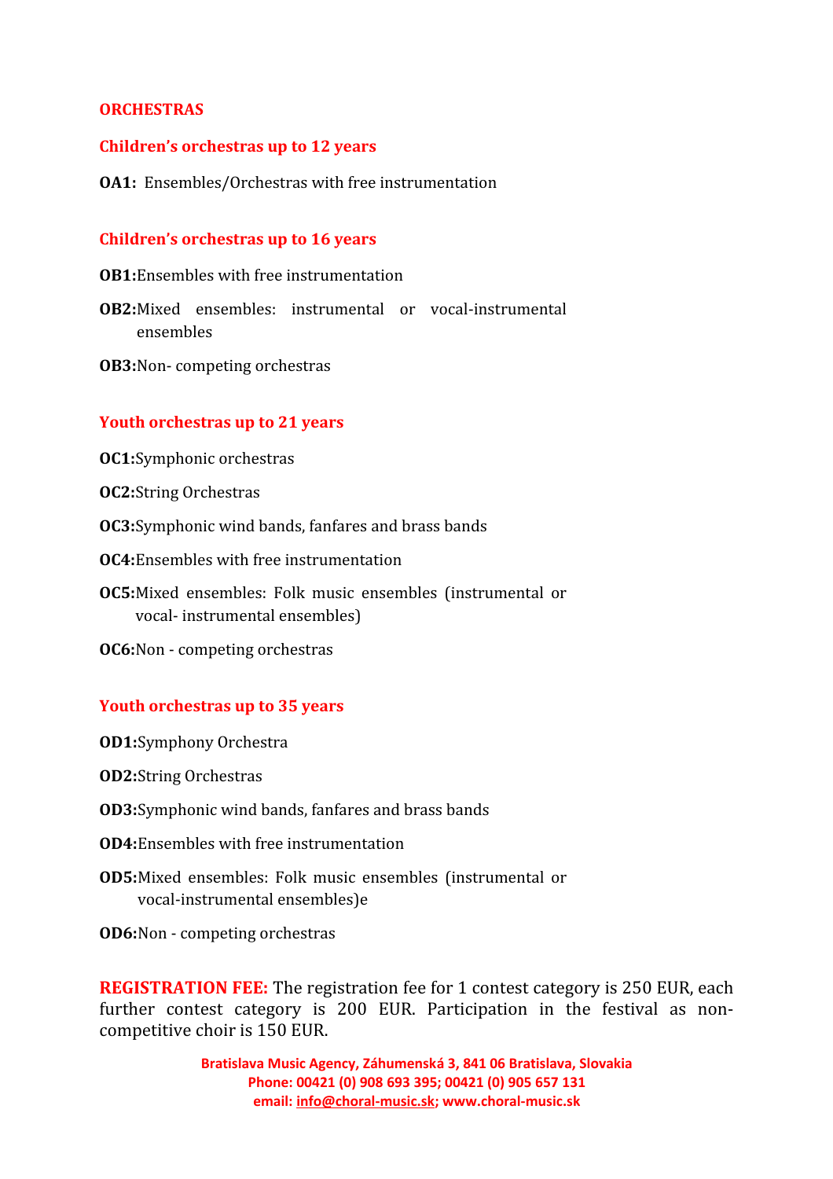## ORCHESTRAS

### Children's orchestras up to 12 years

**OA1:** Ensembles/Orchestras with free instrumentation

### Children's orchestras up to 16 years

**OB1:**Ensembles with free instrumentation

**OB2:**Mixed ensembles: instrumental or vocal-instrumental ensembles

**OB3:**Non- competing orchestras

### Youth orchestras up to 21 years

**OC1:**Symphonic orchestras

**OC2:**String Orchestras

**OC3:**Symphonic wind bands, fanfares and brass bands

**OC4:**Ensembles with free instrumentation

**OC5:**Mixed ensembles: Folk music ensembles (instrumental or vocal- instrumental ensembles)

**OC6:**Non - competing orchestras

### Youth orchestras up to 35 years

**OD1:**Symphony Orchestra

**OD2:**String Orchestras

**OD3:**Symphonic wind bands, fanfares and brass bands

**OD4:**Ensembles with free instrumentation

**OD5:**Mixed ensembles: Folk music ensembles (instrumental or vocal-instrumental ensembles)e

**OD6:**Non - competing orchestras

**REGISTRATION FEE:** The registration fee for 1 contest category is 250 EUR, each further contest category is 200 EUR. Participation in the festival as non-competitive choir is 150 EUR.

**Bratislava Music Agency, Záhumenská 3, 841 06 Bratislava, Slovakia**
**Phone: 00421 (0) 908 693 395; 00421 (0) 905 657 131**
**email: info@choral-music.sk; www.choral-music.sk**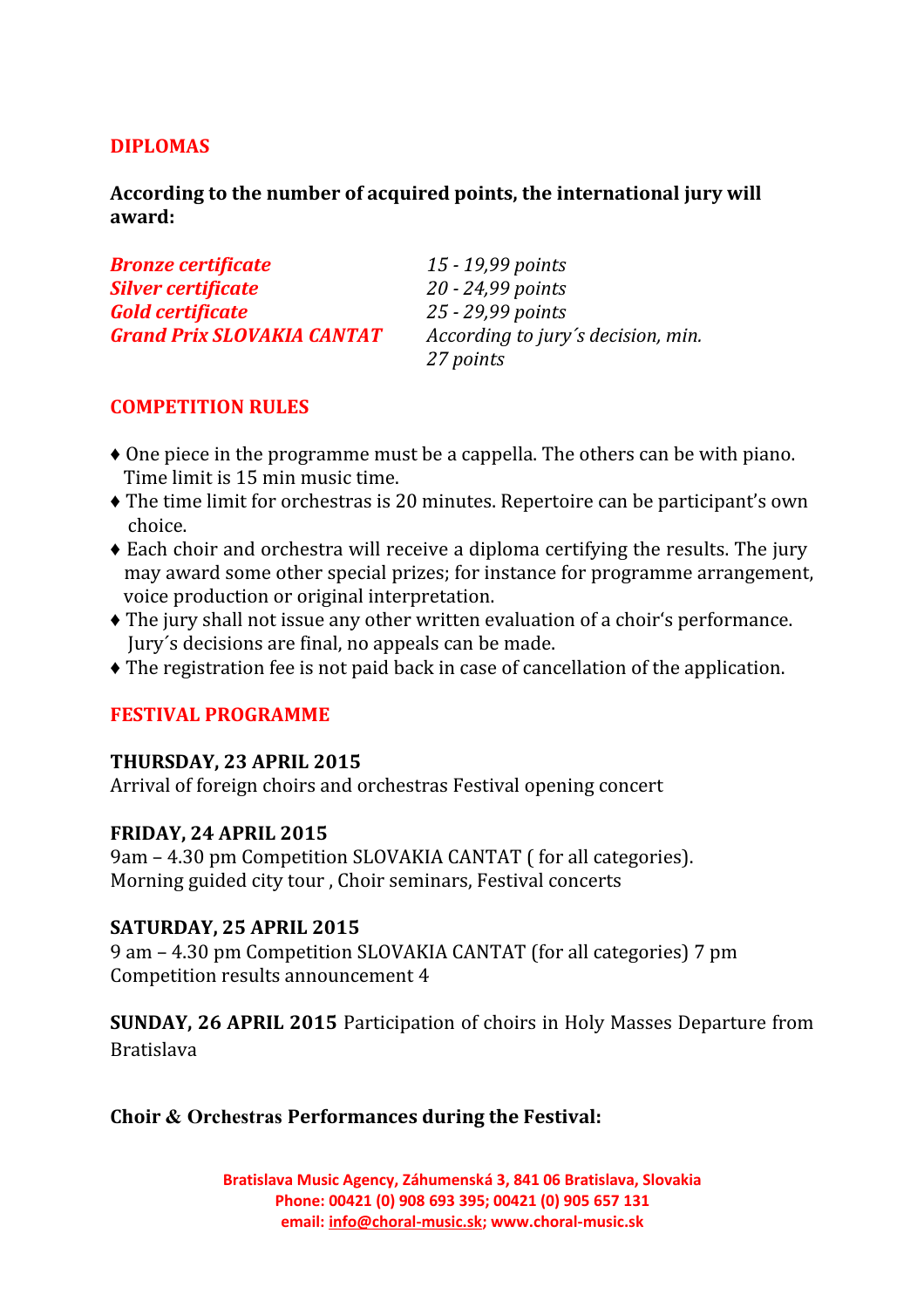## DIPLOMAS

**According to the number of acquired points, the international jury will award:**

| | |
|---|---|
| ***Bronze certificate*** | *15 - 19,99 points* |
| ***Silver certificate*** | *20 - 24,99 points* |
| ***Gold certificate*** | *25 - 29,99 points* |
| ***Grand Prix SLOVAKIA CANTAT*** | *According to jury´s decision, min. 27 points* |

## COMPETITION RULES

- ♦ One piece in the programme must be a cappella. The others can be with piano. Time limit is 15 min music time.
- ♦ The time limit for orchestras is 20 minutes. Repertoire can be participant's own choice.
- ♦ Each choir and orchestra will receive a diploma certifying the results. The jury may award some other special prizes; for instance for programme arrangement, voice production or original interpretation.
- ♦ The jury shall not issue any other written evaluation of a choir's performance. Jury´s decisions are final, no appeals can be made.
- ♦ The registration fee is not paid back in case of cancellation of the application.

## FESTIVAL PROGRAMME

**THURSDAY, 23 APRIL 2015**
Arrival of foreign choirs and orchestras Festival opening concert

**FRIDAY, 24 APRIL 2015**
9am – 4.30 pm Competition SLOVAKIA CANTAT ( for all categories).
Morning guided city tour , Choir seminars, Festival concerts

**SATURDAY, 25 APRIL 2015**
9 am – 4.30 pm Competition SLOVAKIA CANTAT (for all categories) 7 pm Competition results announcement 4

**SUNDAY, 26 APRIL 2015** Participation of choirs in Holy Masses Departure from Bratislava

**Choir & Orchestras Performances during the Festival:**

Bratislava Music Agency, Záhumenská 3, 841 06 Bratislava, Slovakia
Phone: 00421 (0) 908 693 395; 00421 (0) 905 657 131
email: info@choral-music.sk; www.choral-music.sk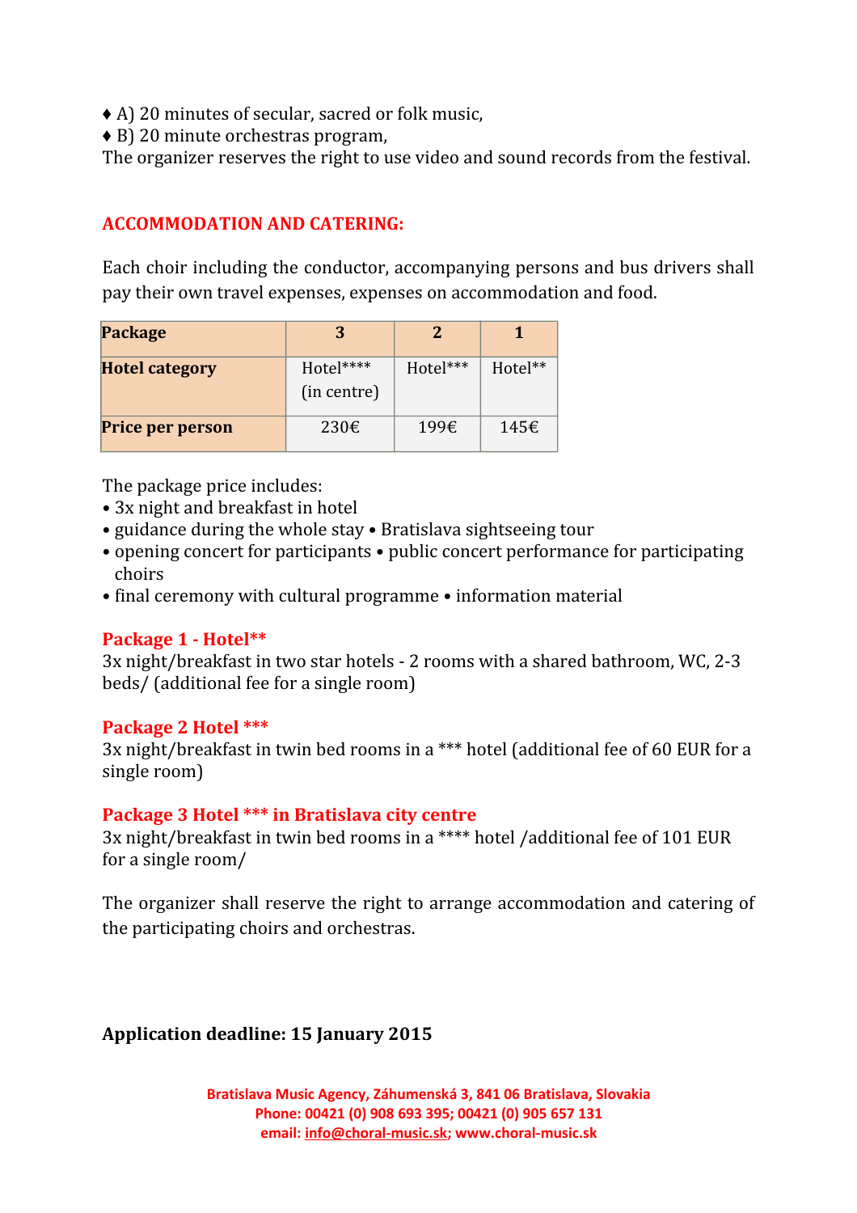♦ A) 20 minutes of secular, sacred or folk music,
♦ B) 20 minute orchestras program,
The organizer reserves the right to use video and sound records from the festival.

## ACCOMMODATION AND CATERING:

Each choir including the conductor, accompanying persons and bus drivers shall pay their own travel expenses, expenses on accommodation and food.

| **Package** | **3** | **2** | **1** |
|---|---|---|---|
| **Hotel category** | Hotel**** (in centre) | Hotel*** | Hotel** |
| **Price per person** | 230€ | 199€ | 145€ |

The package price includes:

- 3x night and breakfast in hotel
- guidance during the whole stay • Bratislava sightseeing tour
- opening concert for participants • public concert performance for participating choirs
- final ceremony with cultural programme • information material

### Package 1 - Hotel**

3x night/breakfast in two star hotels - 2 rooms with a shared bathroom, WC, 2-3 beds/ (additional fee for a single room)

### Package 2 Hotel ***

3x night/breakfast in twin bed rooms in a *** hotel (additional fee of 60 EUR for a single room)

### Package 3 Hotel *** in Bratislava city centre

3x night/breakfast in twin bed rooms in a **** hotel /additional fee of 101 EUR for a single room/

The organizer shall reserve the right to arrange accommodation and catering of the participating choirs and orchestras.

**Application deadline: 15 January 2015**

Bratislava Music Agency, Záhumenská 3, 841 06 Bratislava, Slovakia
Phone: 00421 (0) 908 693 395; 00421 (0) 905 657 131
email: info@choral-music.sk; www.choral-music.sk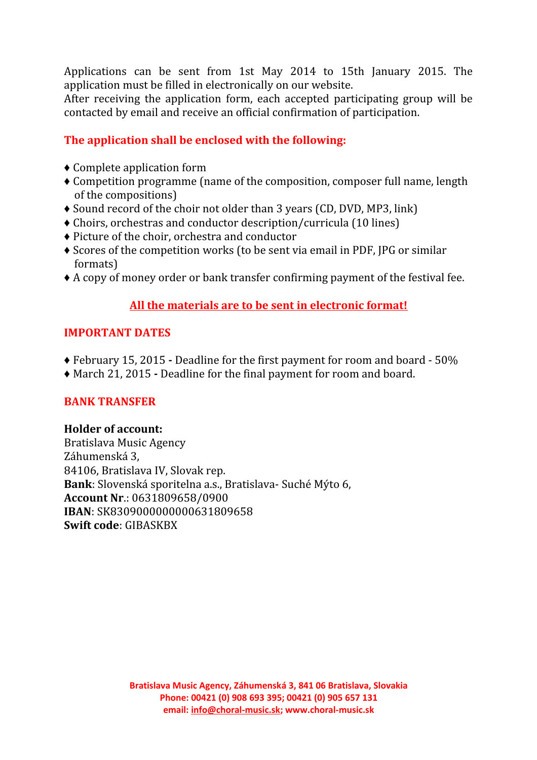Applications can be sent from 1st May 2014 to 15th January 2015. The application must be filled in electronically on our website.
After receiving the application form, each accepted participating group will be contacted by email and receive an official confirmation of participation.

### The application shall be enclosed with the following:

- ♦ Complete application form
- ♦ Competition programme (name of the composition, composer full name, length of the compositions)
- ♦ Sound record of the choir not older than 3 years (CD, DVD, MP3, link)
- ♦ Choirs, orchestras and conductor description/curricula (10 lines)
- ♦ Picture of the choir, orchestra and conductor
- ♦ Scores of the competition works (to be sent via email in PDF, JPG or similar formats)
- ♦ A copy of money order or bank transfer confirming payment of the festival fee.

**All the materials are to be sent in electronic format!**

### IMPORTANT DATES

- ♦ February 15, 2015 **-** Deadline for the first payment for room and board - 50%
- ♦ March 21, 2015 **-** Deadline for the final payment for room and board.

### BANK TRANSFER

**Holder of account:**
Bratislava Music Agency
Záhumenská 3,
84106, Bratislava IV, Slovak rep.
**Bank**: Slovenská sporitelna a.s., Bratislava- Suché Mýto 6,
**Account Nr**.: 0631809658/0900
**IBAN**: SK8309000000000631809658
**Swift code**: GIBASKBX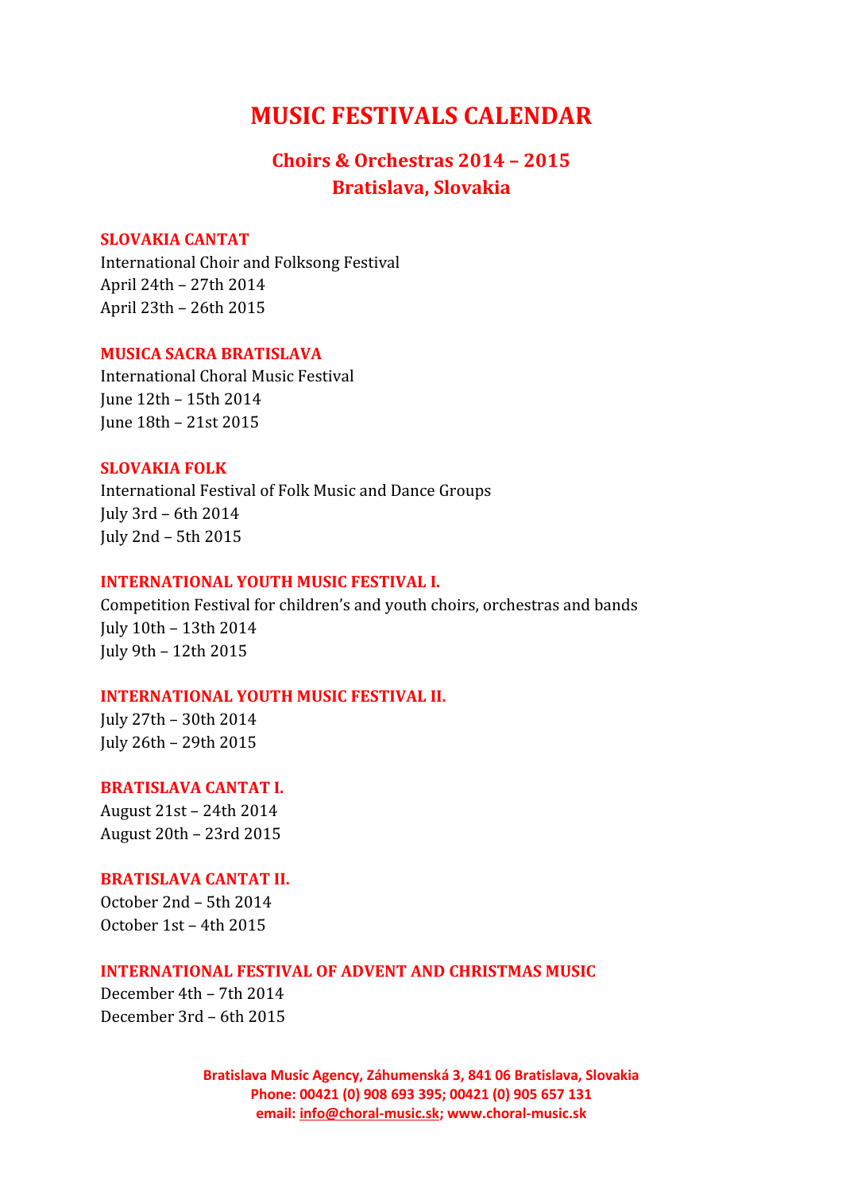# MUSIC FESTIVALS CALENDAR

## Choirs & Orchestras 2014 – 2015
## Bratislava, Slovakia

### SLOVAKIA CANTAT

International Choir and Folksong Festival
April 24th – 27th 2014
April 23th – 26th 2015

### MUSICA SACRA BRATISLAVA

International Choral Music Festival
June 12th – 15th 2014
June 18th – 21st 2015

### SLOVAKIA FOLK

International Festival of Folk Music and Dance Groups
July 3rd – 6th 2014
July 2nd – 5th 2015

### INTERNATIONAL YOUTH MUSIC FESTIVAL I.

Competition Festival for children's and youth choirs, orchestras and bands
July 10th – 13th 2014
July 9th – 12th 2015

### INTERNATIONAL YOUTH MUSIC FESTIVAL II.

July 27th – 30th 2014
July 26th – 29th 2015

### BRATISLAVA CANTAT I.

August 21st – 24th 2014
August 20th – 23rd 2015

### BRATISLAVA CANTAT II.

October 2nd – 5th 2014
October 1st – 4th 2015

### INTERNATIONAL FESTIVAL OF ADVENT AND CHRISTMAS MUSIC

December 4th – 7th 2014
December 3rd – 6th 2015

**Bratislava Music Agency, Záhumenská 3, 841 06 Bratislava, Slovakia**
**Phone: 00421 (0) 908 693 395; 00421 (0) 905 657 131**
**email: info@choral-music.sk; www.choral-music.sk**